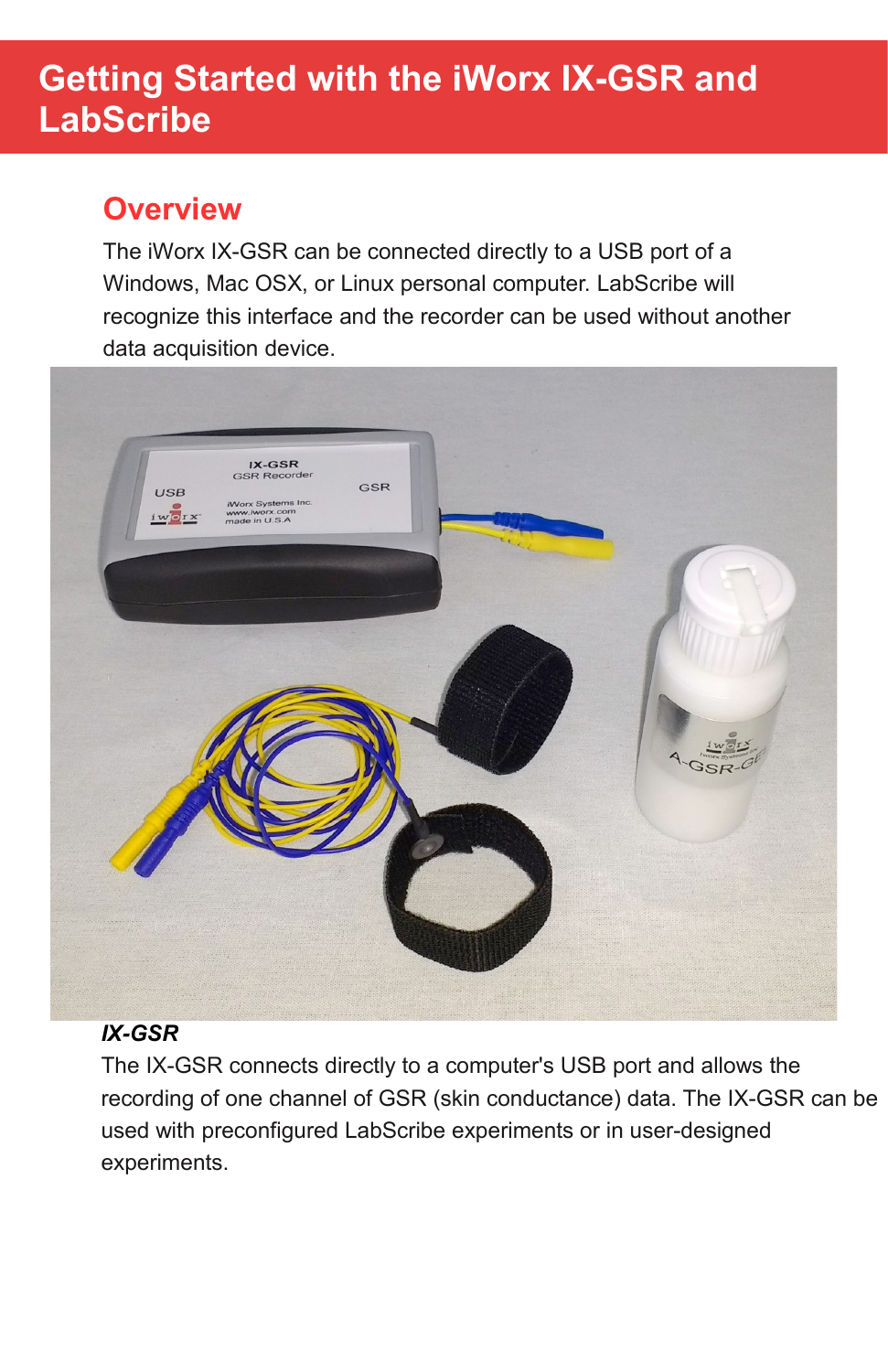# Getting Started with the iWorx IX-GSR and LabScribe

## Overview

The iWorx IX-GSR can be connected directly to a USB port of a Windows, Mac OSX, or Linux personal computer. LabScribe will recognize this interface and the recorder can be used without another data acquisition device.

***IX-GSR***

The IX-GSR connects directly to a computer's USB port and allows the recording of one channel of GSR (skin conductance) data. The IX-GSR can be used with preconfigured LabScribe experiments or in user-designed experiments.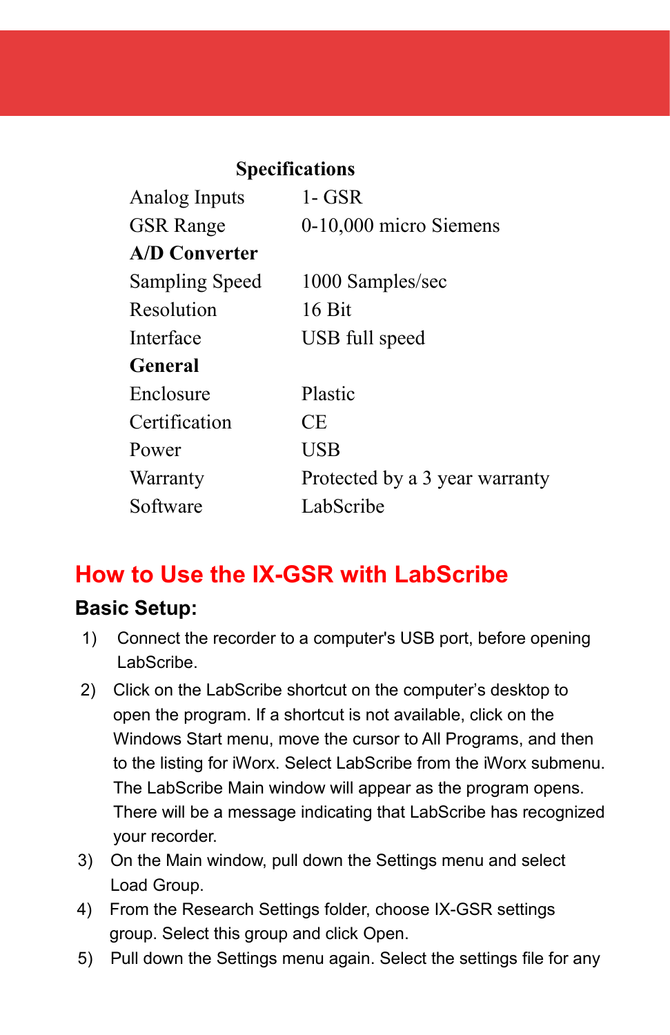**Specifications**

| | |
|---|---|
| Analog Inputs | 1- GSR |
| GSR Range | 0-10,000 micro Siemens |
| **A/D Converter** | |
| Sampling Speed | 1000 Samples/sec |
| Resolution | 16 Bit |
| Interface | USB full speed |
| **General** | |
| Enclosure | Plastic |
| Certification | CE |
| Power | USB |
| Warranty | Protected by a 3 year warranty |
| Software | LabScribe |

## How to Use the IX-GSR with LabScribe

### Basic Setup:

1) Connect the recorder to a computer's USB port, before opening LabScribe.
2) Click on the LabScribe shortcut on the computer's desktop to open the program. If a shortcut is not available, click on the Windows Start menu, move the cursor to All Programs, and then to the listing for iWorx. Select LabScribe from the iWorx submenu. The LabScribe Main window will appear as the program opens. There will be a message indicating that LabScribe has recognized your recorder.
3) On the Main window, pull down the Settings menu and select Load Group.
4) From the Research Settings folder, choose IX-GSR settings group. Select this group and click Open.
5) Pull down the Settings menu again. Select the settings file for any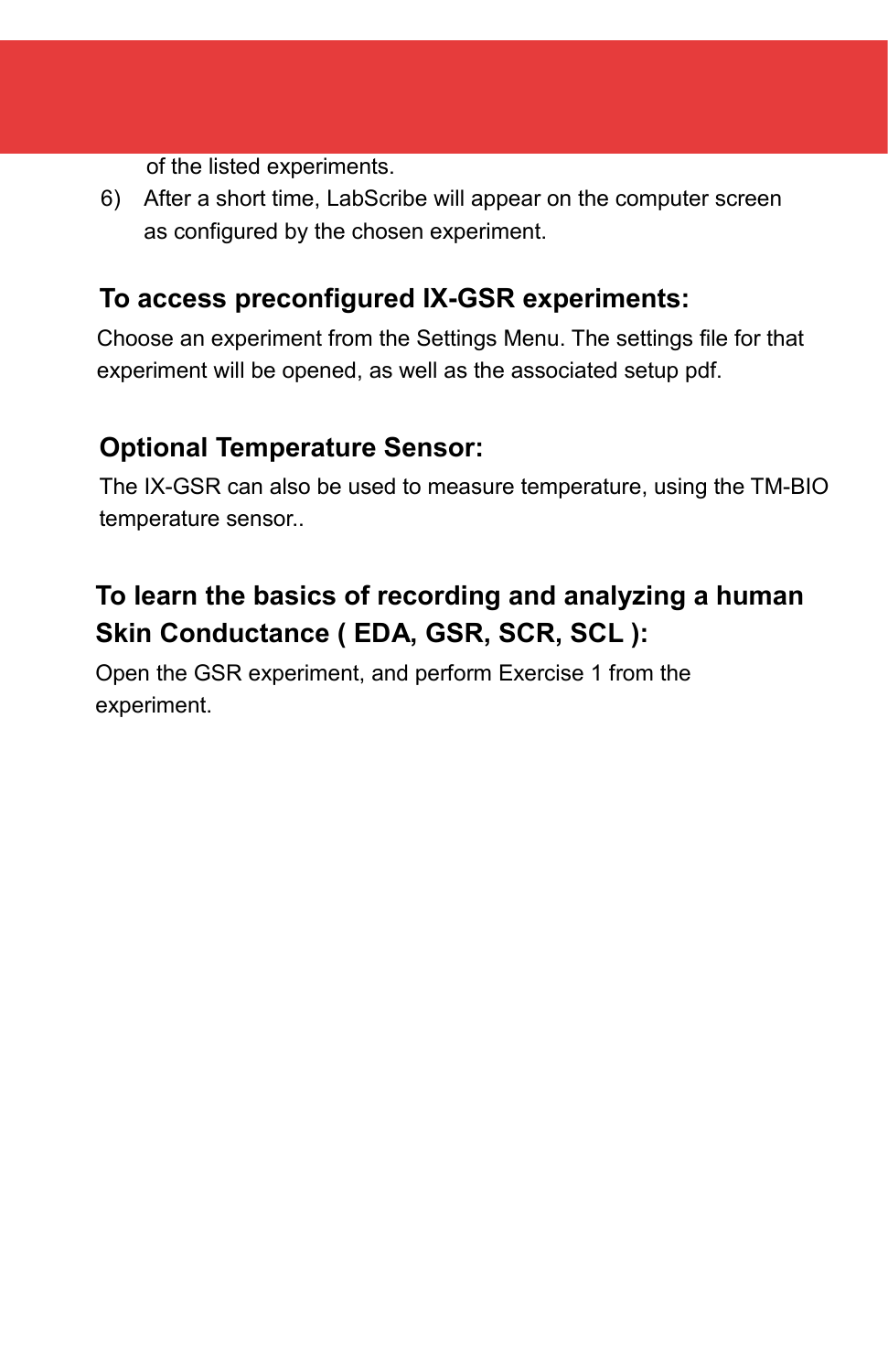of the listed experiments.

6) After a short time, LabScribe will appear on the computer screen as configured by the chosen experiment.

## To access preconfigured IX-GSR experiments:

Choose an experiment from the Settings Menu. The settings file for that experiment will be opened, as well as the associated setup pdf.

## Optional Temperature Sensor:

The IX-GSR can also be used to measure temperature, using the TM-BIO temperature sensor..

## To learn the basics of recording and analyzing a human Skin Conductance ( EDA, GSR, SCR, SCL ):

Open the GSR experiment, and perform Exercise 1 from the experiment.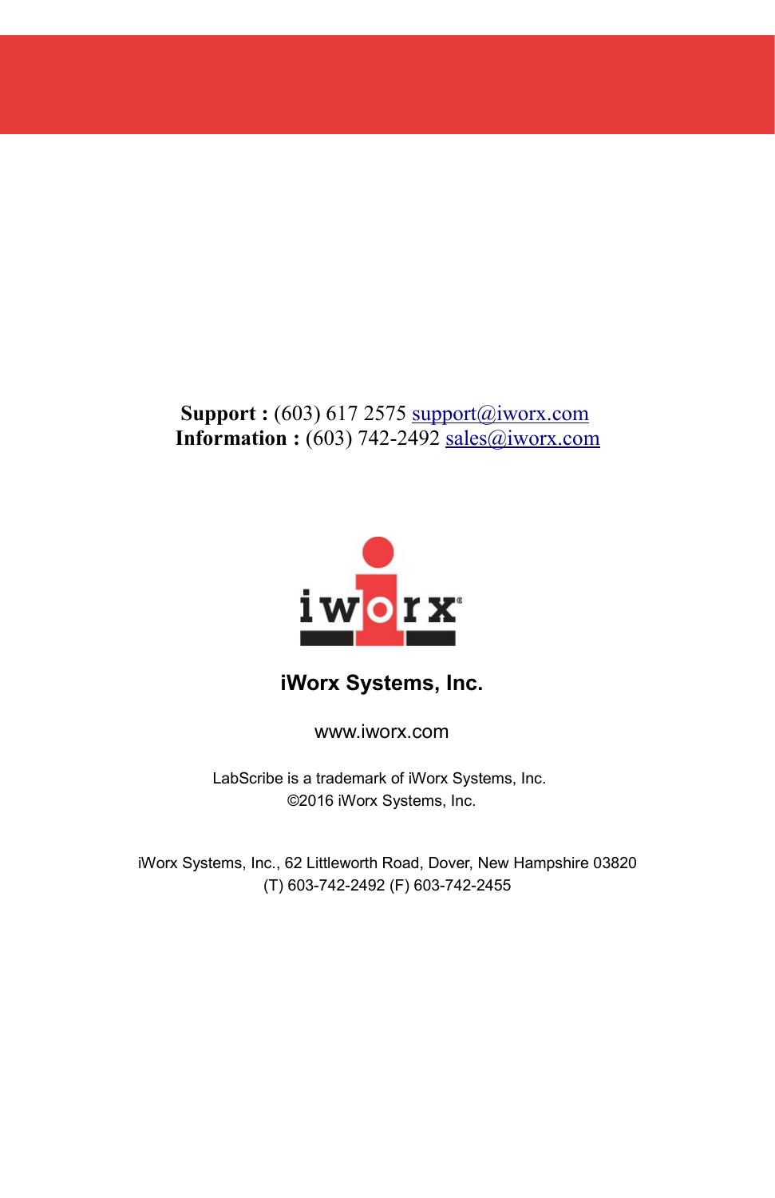**Support :** (603) 617 2575 support@iworx.com
**Information :** (603) 742-2492 sales@iworx.com

iworx®

**iWorx Systems, Inc.**

www.iworx.com

LabScribe is a trademark of iWorx Systems, Inc.
©2016 iWorx Systems, Inc.

iWorx Systems, Inc., 62 Littleworth Road, Dover, New Hampshire 03820
(T) 603-742-2492 (F) 603-742-2455